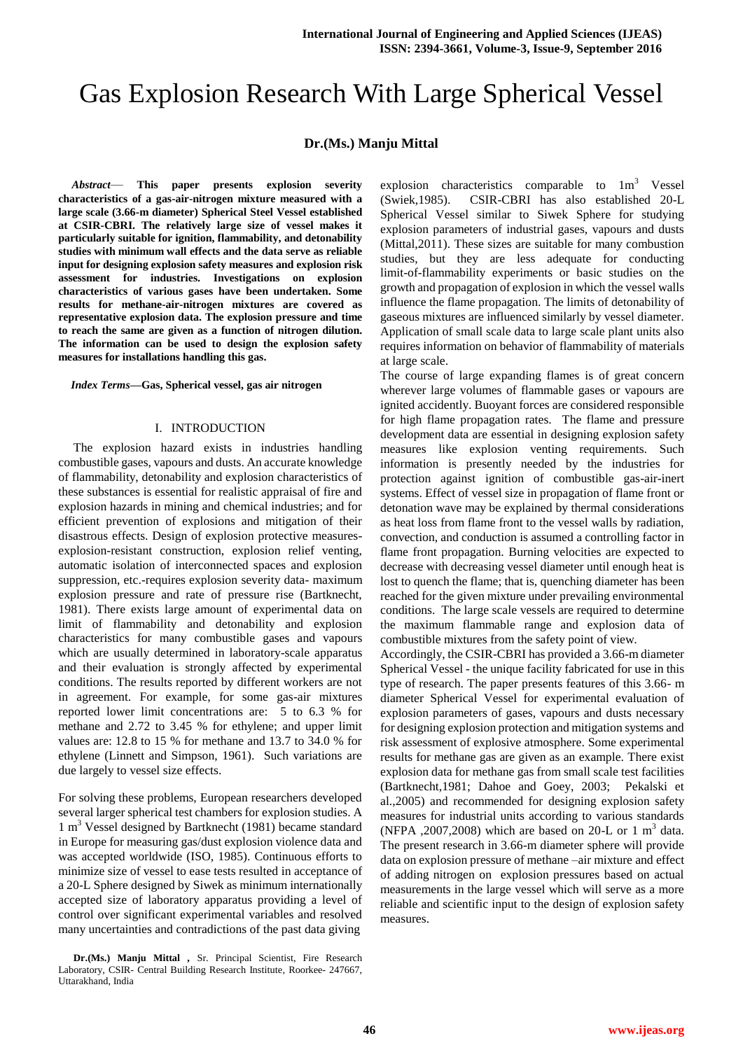# Gas Explosion Research With Large Spherical Vessel

**Dr.(Ms.) Manju Mittal**

***Abstract*— This paper presents explosion severity characteristics of a gas-air-nitrogen mixture measured with a large scale (3.66-m diameter) Spherical Steel Vessel established at CSIR-CBRI. The relatively large size of vessel makes it particularly suitable for ignition, flammability, and detonability studies with minimum wall effects and the data serve as reliable input for designing explosion safety measures and explosion risk assessment for industries. Investigations on explosion characteristics of various gases have been undertaken. Some results for methane-air-nitrogen mixtures are covered as representative explosion data. The explosion pressure and time to reach the same are given as a function of nitrogen dilution. The information can be used to design the explosion safety measures for installations handling this gas.**

***Index Terms*—Gas, Spherical vessel, gas air nitrogen**

## I. INTRODUCTION

The explosion hazard exists in industries handling combustible gases, vapours and dusts. An accurate knowledge of flammability, detonability and explosion characteristics of these substances is essential for realistic appraisal of fire and explosion hazards in mining and chemical industries; and for efficient prevention of explosions and mitigation of their disastrous effects. Design of explosion protective measures-explosion-resistant construction, explosion relief venting, automatic isolation of interconnected spaces and explosion suppression, etc.-requires explosion severity data- maximum explosion pressure and rate of pressure rise (Bartknecht, 1981). There exists large amount of experimental data on limit of flammability and detonability and explosion characteristics for many combustible gases and vapours which are usually determined in laboratory-scale apparatus and their evaluation is strongly affected by experimental conditions. The results reported by different workers are not in agreement. For example, for some gas-air mixtures reported lower limit concentrations are: 5 to 6.3 % for methane and 2.72 to 3.45 % for ethylene; and upper limit values are: 12.8 to 15 % for methane and 13.7 to 34.0 % for ethylene (Linnett and Simpson, 1961). Such variations are due largely to vessel size effects.

For solving these problems, European researchers developed several larger spherical test chambers for explosion studies. A 1 $m^3$ Vessel designed by Bartknecht (1981) became standard in Europe for measuring gas/dust explosion violence data and was accepted worldwide (ISO, 1985). Continuous efforts to minimize size of vessel to ease tests resulted in acceptance of a 20-L Sphere designed by Siwek as minimum internationally accepted size of laboratory apparatus providing a level of control over significant experimental variables and resolved many uncertainties and contradictions of the past data giving explosion characteristics comparable to 1m$^3$ Vessel (Swiek,1985). CSIR-CBRI has also established 20-L Spherical Vessel similar to Siwek Sphere for studying explosion parameters of industrial gases, vapours and dusts (Mittal,2011). These sizes are suitable for many combustion studies, but they are less adequate for conducting limit-of-flammability experiments or basic studies on the growth and propagation of explosion in which the vessel walls influence the flame propagation. The limits of detonability of gaseous mixtures are influenced similarly by vessel diameter. Application of small scale data to large scale plant units also requires information on behavior of flammability of materials at large scale.

The course of large expanding flames is of great concern wherever large volumes of flammable gases or vapours are ignited accidently. Buoyant forces are considered responsible for high flame propagation rates. The flame and pressure development data are essential in designing explosion safety measures like explosion venting requirements. Such information is presently needed by the industries for protection against ignition of combustible gas-air-inert systems. Effect of vessel size in propagation of flame front or detonation wave may be explained by thermal considerations as heat loss from flame front to the vessel walls by radiation, convection, and conduction is assumed a controlling factor in flame front propagation. Burning velocities are expected to decrease with decreasing vessel diameter until enough heat is lost to quench the flame; that is, quenching diameter has been reached for the given mixture under prevailing environmental conditions. The large scale vessels are required to determine the maximum flammable range and explosion data of combustible mixtures from the safety point of view.

Accordingly, the CSIR-CBRI has provided a 3.66-m diameter Spherical Vessel - the unique facility fabricated for use in this type of research. The paper presents features of this 3.66- m diameter Spherical Vessel for experimental evaluation of explosion parameters of gases, vapours and dusts necessary for designing explosion protection and mitigation systems and risk assessment of explosive atmosphere. Some experimental results for methane gas are given as an example. There exist explosion data for methane gas from small scale test facilities (Bartknecht,1981; Dahoe and Goey, 2003; Pekalski et al.,2005) and recommended for designing explosion safety measures for industrial units according to various standards (NFPA ,2007,2008) which are based on 20-L or 1 $m^3$ data. The present research in 3.66-m diameter sphere will provide data on explosion pressure of methane –air mixture and effect of adding nitrogen on explosion pressures based on actual measurements in the large vessel which will serve as a more reliable and scientific input to the design of explosion safety measures.

**Dr.(Ms.) Manju Mittal ,** Sr. Principal Scientist, Fire Research Laboratory, CSIR- Central Building Research Institute, Roorkee- 247667, Uttarakhand, India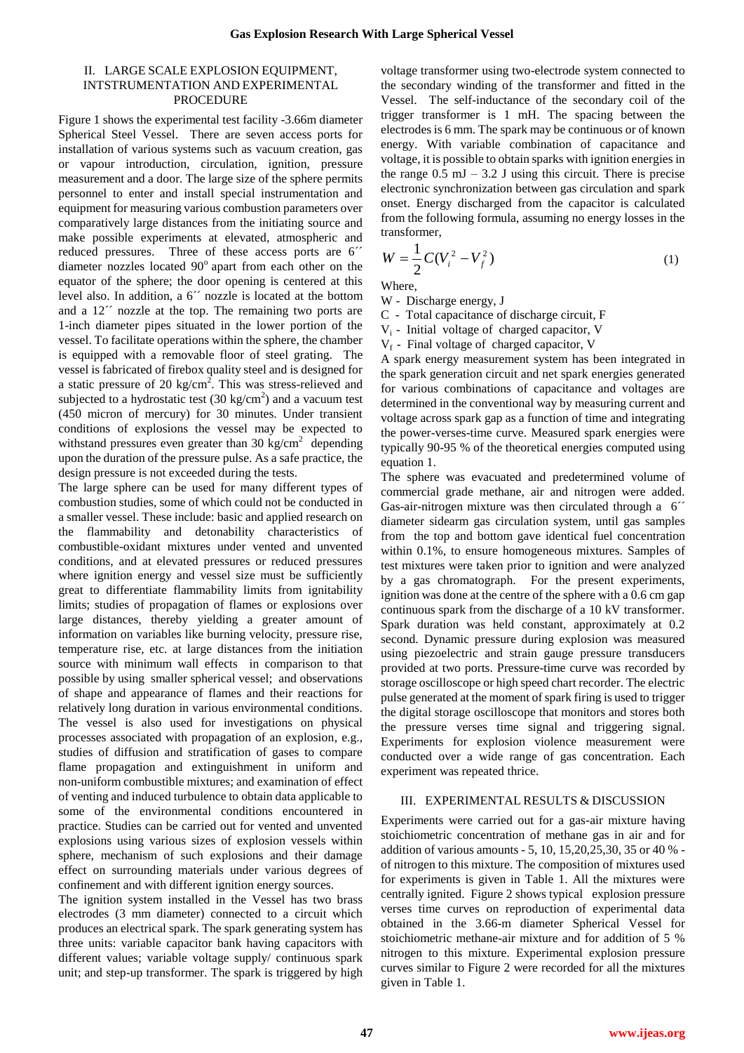## II. LARGE SCALE EXPLOSION EQUIPMENT, INTSTRUMENTATION AND EXPERIMENTAL PROCEDURE

Figure 1 shows the experimental test facility -3.66m diameter Spherical Steel Vessel. There are seven access ports for installation of various systems such as vacuum creation, gas or vapour introduction, circulation, ignition, pressure measurement and a door. The large size of the sphere permits personnel to enter and install special instrumentation and equipment for measuring various combustion parameters over comparatively large distances from the initiating source and make possible experiments at elevated, atmospheric and reduced pressures. Three of these access ports are 6´´ diameter nozzles located $90^o$ apart from each other on the equator of the sphere; the door opening is centered at this level also. In addition, a 6´´ nozzle is located at the bottom and a 12´´ nozzle at the top. The remaining two ports are 1-inch diameter pipes situated in the lower portion of the vessel. To facilitate operations within the sphere, the chamber is equipped with a removable floor of steel grating. The vessel is fabricated of firebox quality steel and is designed for a static pressure of 20 kg/cm$^2$. This was stress-relieved and subjected to a hydrostatic test (30 kg/cm$^2$) and a vacuum test (450 micron of mercury) for 30 minutes. Under transient conditions of explosions the vessel may be expected to withstand pressures even greater than 30 kg/cm$^2$ depending upon the duration of the pressure pulse. As a safe practice, the design pressure is not exceeded during the tests.

The large sphere can be used for many different types of combustion studies, some of which could not be conducted in a smaller vessel. These include: basic and applied research on the flammability and detonability characteristics of combustible-oxidant mixtures under vented and unvented conditions, and at elevated pressures or reduced pressures where ignition energy and vessel size must be sufficiently great to differentiate flammability limits from ignitability limits; studies of propagation of flames or explosions over large distances, thereby yielding a greater amount of information on variables like burning velocity, pressure rise, temperature rise, etc. at large distances from the initiation source with minimum wall effects in comparison to that possible by using smaller spherical vessel; and observations of shape and appearance of flames and their reactions for relatively long duration in various environmental conditions. The vessel is also used for investigations on physical processes associated with propagation of an explosion, e.g., studies of diffusion and stratification of gases to compare flame propagation and extinguishment in uniform and non-uniform combustible mixtures; and examination of effect of venting and induced turbulence to obtain data applicable to some of the environmental conditions encountered in practice. Studies can be carried out for vented and unvented explosions using various sizes of explosion vessels within sphere, mechanism of such explosions and their damage effect on surrounding materials under various degrees of confinement and with different ignition energy sources.

The ignition system installed in the Vessel has two brass electrodes (3 mm diameter) connected to a circuit which produces an electrical spark. The spark generating system has three units: variable capacitor bank having capacitors with different values; variable voltage supply/ continuous spark unit; and step-up transformer. The spark is triggered by high voltage transformer using two-electrode system connected to the secondary winding of the transformer and fitted in the Vessel. The self-inductance of the secondary coil of the trigger transformer is 1 mH. The spacing between the electrodes is 6 mm. The spark may be continuous or of known energy. With variable combination of capacitance and voltage, it is possible to obtain sparks with ignition energies in the range 0.5 mJ – 3.2 J using this circuit. There is precise electronic synchronization between gas circulation and spark onset. Energy discharged from the capacitor is calculated from the following formula, assuming no energy losses in the transformer,

$$W = \frac{1}{2}C(V_i^2 - V_f^2) \tag{1}$$

Where,

W - Discharge energy, J

C - Total capacitance of discharge circuit, F

$V_i$ - Initial voltage of charged capacitor, V

$V_f$ - Final voltage of charged capacitor, V

A spark energy measurement system has been integrated in the spark generation circuit and net spark energies generated for various combinations of capacitance and voltages are determined in the conventional way by measuring current and voltage across spark gap as a function of time and integrating the power-verses-time curve. Measured spark energies were typically 90-95 % of the theoretical energies computed using equation 1.

The sphere was evacuated and predetermined volume of commercial grade methane, air and nitrogen were added. Gas-air-nitrogen mixture was then circulated through a 6´´ diameter sidearm gas circulation system, until gas samples from the top and bottom gave identical fuel concentration within 0.1%, to ensure homogeneous mixtures. Samples of test mixtures were taken prior to ignition and were analyzed by a gas chromatograph. For the present experiments, ignition was done at the centre of the sphere with a 0.6 cm gap continuous spark from the discharge of a 10 kV transformer. Spark duration was held constant, approximately at 0.2 second. Dynamic pressure during explosion was measured using piezoelectric and strain gauge pressure transducers provided at two ports. Pressure-time curve was recorded by storage oscilloscope or high speed chart recorder. The electric pulse generated at the moment of spark firing is used to trigger the digital storage oscilloscope that monitors and stores both the pressure verses time signal and triggering signal. Experiments for explosion violence measurement were conducted over a wide range of gas concentration. Each experiment was repeated thrice.

## III. EXPERIMENTAL RESULTS & DISCUSSION

Experiments were carried out for a gas-air mixture having stoichiometric concentration of methane gas in air and for addition of various amounts - 5, 10, 15,20,25,30, 35 or 40 % - of nitrogen to this mixture. The composition of mixtures used for experiments is given in Table 1. All the mixtures were centrally ignited. Figure 2 shows typical explosion pressure verses time curves on reproduction of experimental data obtained in the 3.66-m diameter Spherical Vessel for stoichiometric methane-air mixture and for addition of 5 % nitrogen to this mixture. Experimental explosion pressure curves similar to Figure 2 were recorded for all the mixtures given in Table 1.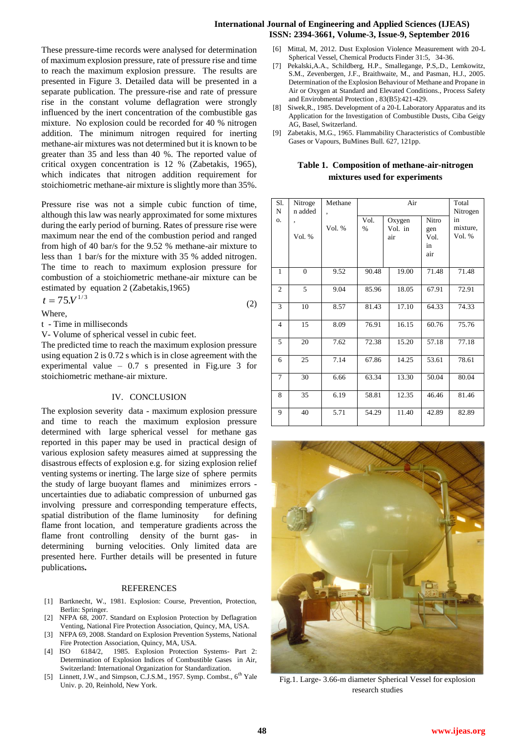These pressure-time records were analysed for determination of maximum explosion pressure, rate of pressure rise and time to reach the maximum explosion pressure. The results are presented in Figure 3. Detailed data will be presented in a separate publication. The pressure-rise and rate of pressure rise in the constant volume deflagration were strongly influenced by the inert concentration of the combustible gas mixture. No explosion could be recorded for 40 % nitrogen addition. The minimum nitrogen required for inerting methane-air mixtures was not determined but it is known to be greater than 35 and less than 40 %. The reported value of critical oxygen concentration is 12 % (Zabetakis, 1965), which indicates that nitrogen addition requirement for stoichiometric methane-air mixture is slightly more than 35%.

Pressure rise was not a simple cubic function of time, although this law was nearly approximated for some mixtures during the early period of burning. Rates of pressure rise were maximum near the end of the combustion period and ranged from high of 40 bar/s for the 9.52 % methane-air mixture to less than 1 bar/s for the mixture with 35 % added nitrogen. The time to reach to maximum explosion pressure for combustion of a stoichiometric methane-air mixture can be estimated by equation 2 (Zabetakis,1965)

$$t = 75V^{1/3} \qquad (2)$$

Where,

t - Time in milliseconds

V- Volume of spherical vessel in cubic feet.

The predicted time to reach the maximum explosion pressure using equation 2 is 0.72 s which is in close agreement with the experimental value – 0.7 s presented in Fig.ure 3 for stoichiometric methane-air mixture.

## IV. CONCLUSION

The explosion severity data - maximum explosion pressure and time to reach the maximum explosion pressure determined with large spherical vessel for methane gas reported in this paper may be used in practical design of various explosion safety measures aimed at suppressing the disastrous effects of explosion e.g. for sizing explosion relief venting systems or inerting. The large size of sphere permits the study of large buoyant flames and minimizes errors - uncertainties due to adiabatic compression of unburned gas involving pressure and corresponding temperature effects, spatial distribution of the flame luminosity for defining flame front location, and temperature gradients across the flame front controlling density of the burnt gas- in determining burning velocities. Only limited data are presented here. Further details will be presented in future publications**.**

## REFERENCES

[1] Bartknecht, W., 1981. Explosion: Course, Prevention, Protection, Berlin: Springer.

[2] NFPA 68, 2007. Standard on Explosion Protection by Deflagration Venting, National Fire Protection Association, Quincy, MA, USA.

[3] NFPA 69, 2008. Standard on Explosion Prevention Systems, National Fire Protection Association, Quincy, MA, USA.

[4] ISO 6184/2, 1985. Explosion Protection Systems- Part 2: Determination of Explosion Indices of Combustible Gases in Air, Switzerland: International Organization for Standardization.

[5] Linnett, J.W., and Simpson, C.J.S.M., 1957. Symp. Combst., 6th Yale Univ. p. 20, Reinhold, New York.

[6] Mittal, M, 2012. Dust Explosion Violence Measurement with 20-L Spherical Vessel, Chemical Products Finder 31:5, 34-36.

[7] Pekalski,A.A., Schildberg, H.P., Smallegange, P.S,.D., Lemkowitz, S.M., Zevenbergen, J.F., Braithwaite, M., and Pasman, H.J., 2005. Determination of the Explosion Behaviour of Methane and Propane in Air or Oxygen at Standard and Elevated Conditions., Process Safety and Envirobmental Protection , 83(B5):421-429.

[8] Siwek,R., 1985. Development of a 20-L Laboratory Apparatus and its Application for the Investigation of Combustible Dusts, Ciba Geigy AG, Basel, Switzerland.

[9] Zabetakis, M.G., 1965. Flammability Characteristics of Combustible Gases or Vapours, BuMines Bull. 627, 121pp.

**Table 1. Composition of methane-air-nitrogen mixtures used for experiments**

| Sl. No. | Nitrogen added, Vol. % | Methane, Vol. % | Air | | | Total Nitrogen in mixture, Vol. % |
|---|---|---|---|---|---|---|
| | | | Vol. % | Oxygen Vol. in air | Nitrogen Vol. in air | |
| 1 | 0 | 9.52 | 90.48 | 19.00 | 71.48 | 71.48 |
| 2 | 5 | 9.04 | 85.96 | 18.05 | 67.91 | 72.91 |
| 3 | 10 | 8.57 | 81.43 | 17.10 | 64.33 | 74.33 |
| 4 | 15 | 8.09 | 76.91 | 16.15 | 60.76 | 75.76 |
| 5 | 20 | 7.62 | 72.38 | 15.20 | 57.18 | 77.18 |
| 6 | 25 | 7.14 | 67.86 | 14.25 | 53.61 | 78.61 |
| 7 | 30 | 6.66 | 63.34 | 13.30 | 50.04 | 80.04 |
| 8 | 35 | 6.19 | 58.81 | 12.35 | 46.46 | 81.46 |
| 9 | 40 | 5.71 | 54.29 | 11.40 | 42.89 | 82.89 |

Fig.1. Large- 3.66-m diameter Spherical Vessel for explosion research studies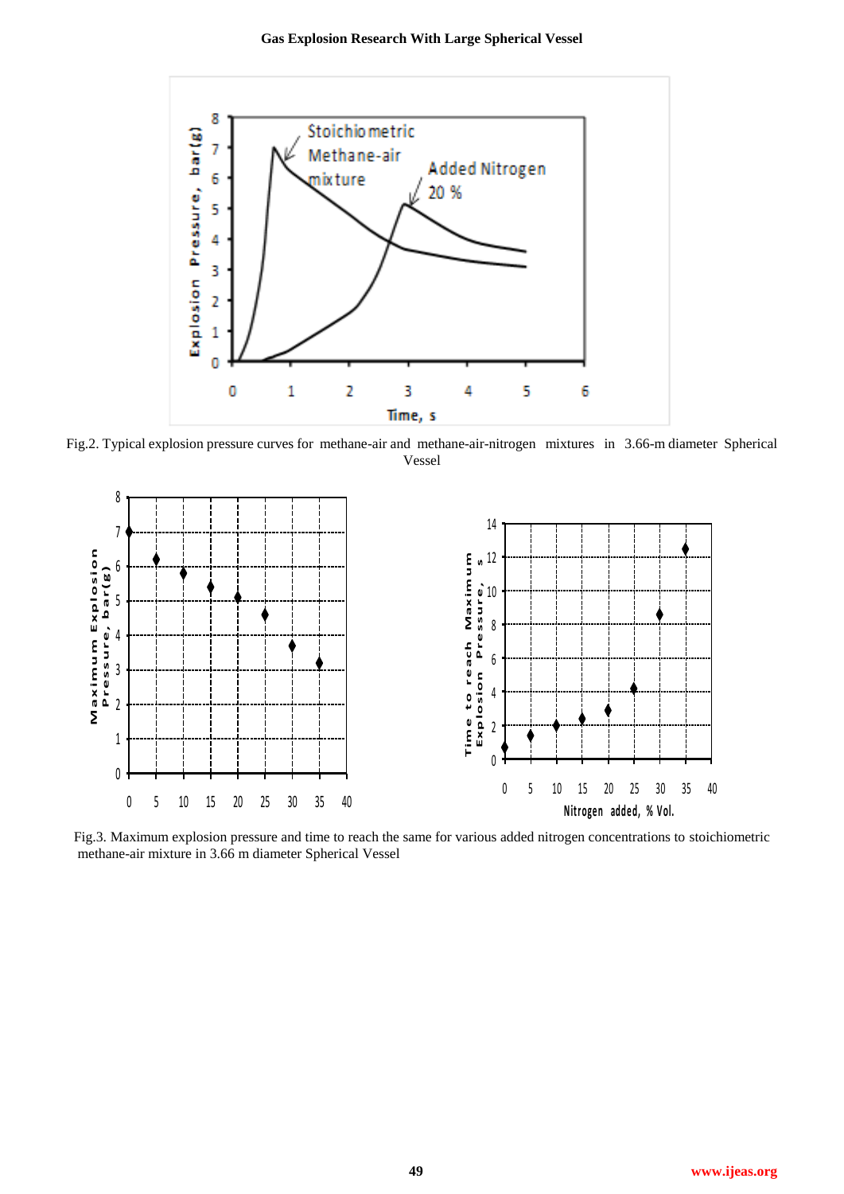Explosion Pressure, bar(g)

8
7
6
5
4
3
2
1
0

Stoichiometric Methane-air mixture

Added Nitrogen 20 %

0 1 2 3 4 5 6

Time, s

Fig.2. Typical explosion pressure curves for methane-air and methane-air-nitrogen mixtures in 3.66-m diameter Spherical Vessel

Maximum Explosion Pressure, bar(g)

8
7
6
5
4
3
2
1
0

0 5 10 15 20 25 30 35 40

Time to reach Maximum Explosion Pressure, s

14
12
10
8
6
4
2
0

0 5 10 15 20 25 30 35 40

Nitrogen added, % Vol.

Fig.3. Maximum explosion pressure and time to reach the same for various added nitrogen concentrations to stoichiometric methane-air mixture in 3.66 m diameter Spherical Vessel